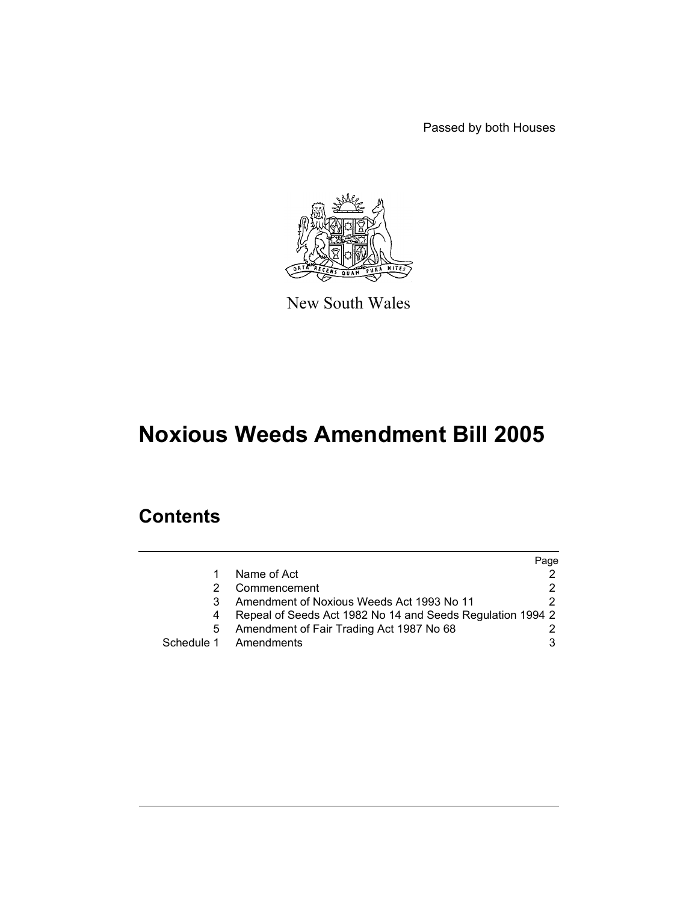Passed by both Houses

New South Wales

# Noxious Weeds Amendment Bill 2005

## Contents

| | | Page |
|---|---|---|
| 1 | Name of Act | 2 |
| 2 | Commencement | 2 |
| 3 | Amendment of Noxious Weeds Act 1993 No 11 | 2 |
| 4 | Repeal of Seeds Act 1982 No 14 and Seeds Regulation 1994 | 2 |
| 5 | Amendment of Fair Trading Act 1987 No 68 | 2 |
| Schedule 1 | Amendments | 3 |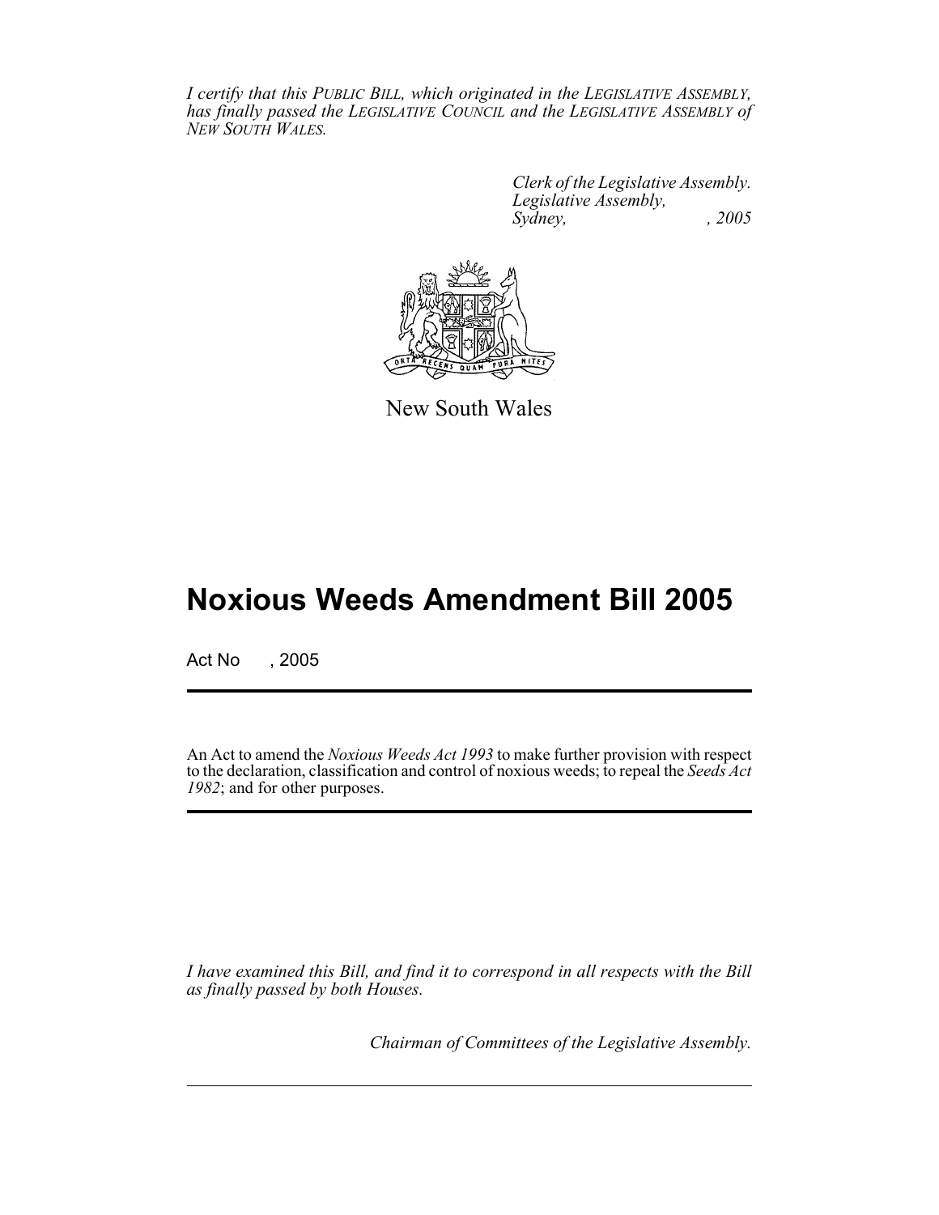*I certify that this PUBLIC BILL, which originated in the LEGISLATIVE ASSEMBLY, has finally passed the LEGISLATIVE COUNCIL and the LEGISLATIVE ASSEMBLY of NEW SOUTH WALES.*

*Clerk of the Legislative Assembly.*
*Legislative Assembly,*
*Sydney, , 2005*

New South Wales

# Noxious Weeds Amendment Bill 2005

Act No , 2005

An Act to amend the *Noxious Weeds Act 1993* to make further provision with respect to the declaration, classification and control of noxious weeds; to repeal the *Seeds Act 1982*; and for other purposes.

*I have examined this Bill, and find it to correspond in all respects with the Bill as finally passed by both Houses.*

*Chairman of Committees of the Legislative Assembly.*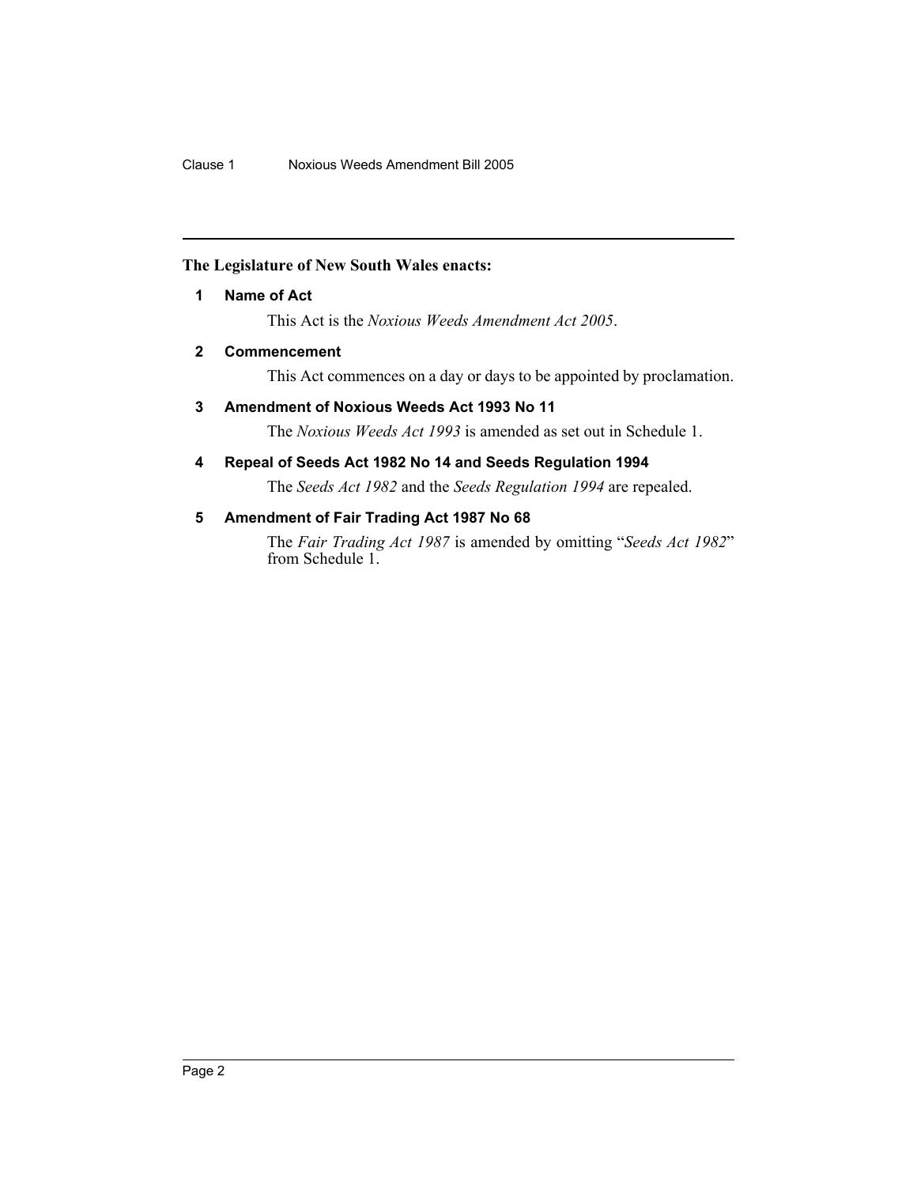**The Legislature of New South Wales enacts:**

## 1 Name of Act

This Act is the *Noxious Weeds Amendment Act 2005*.

## 2 Commencement

This Act commences on a day or days to be appointed by proclamation.

## 3 Amendment of Noxious Weeds Act 1993 No 11

The *Noxious Weeds Act 1993* is amended as set out in Schedule 1.

## 4 Repeal of Seeds Act 1982 No 14 and Seeds Regulation 1994

The *Seeds Act 1982* and the *Seeds Regulation 1994* are repealed.

## 5 Amendment of Fair Trading Act 1987 No 68

The *Fair Trading Act 1987* is amended by omitting "*Seeds Act 1982*" from Schedule 1.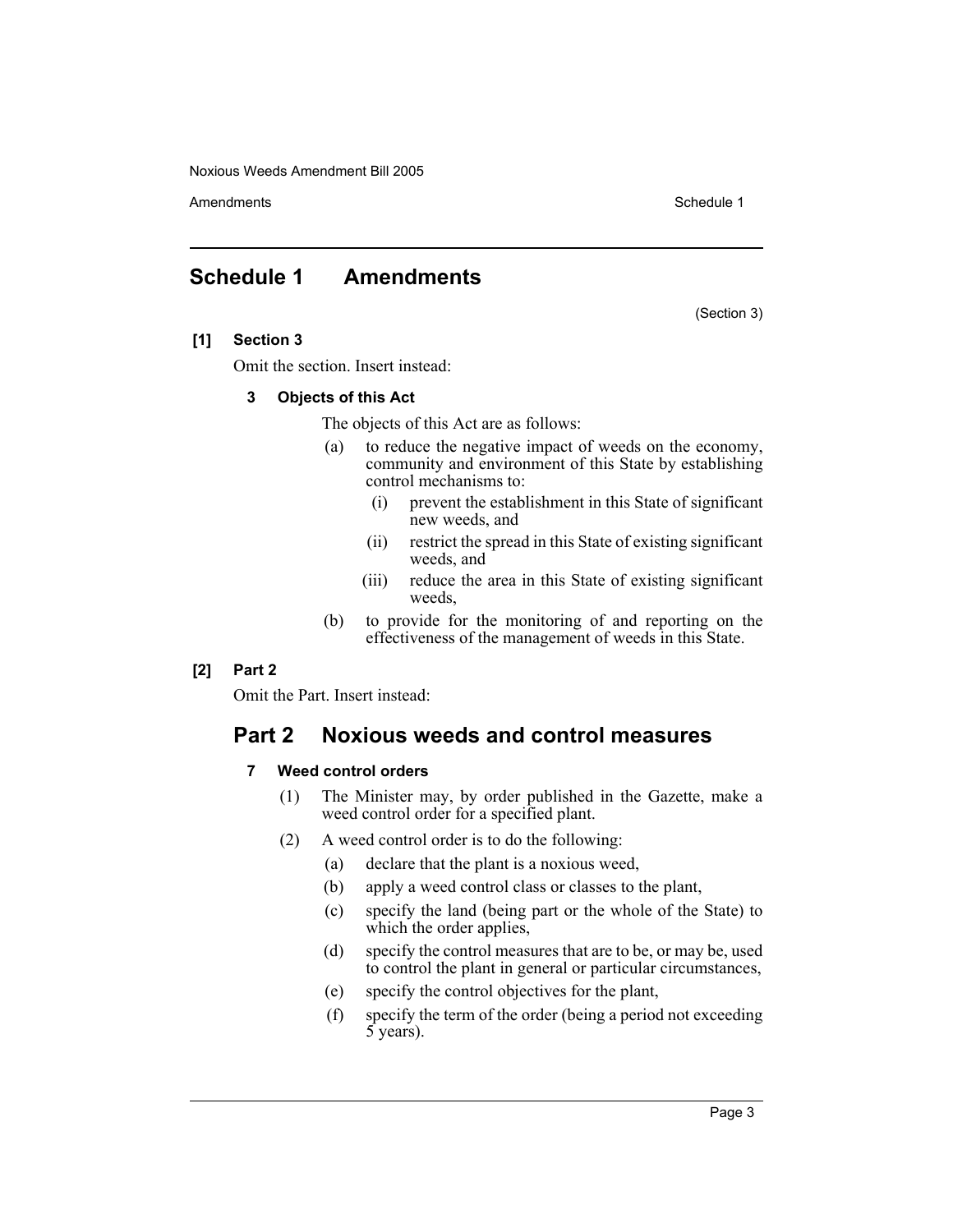# Schedule 1 Amendments

(Section 3)

**[1] Section 3**

Omit the section. Insert instead:

**3 Objects of this Act**

The objects of this Act are as follows:

(a) to reduce the negative impact of weeds on the economy, community and environment of this State by establishing control mechanisms to:

(i) prevent the establishment in this State of significant new weeds, and

(ii) restrict the spread in this State of existing significant weeds, and

(iii) reduce the area in this State of existing significant weeds,

(b) to provide for the monitoring of and reporting on the effectiveness of the management of weeds in this State.

**[2] Part 2**

Omit the Part. Insert instead:

## Part 2 Noxious weeds and control measures

**7 Weed control orders**

(1) The Minister may, by order published in the Gazette, make a weed control order for a specified plant.

(2) A weed control order is to do the following:

(a) declare that the plant is a noxious weed,

(b) apply a weed control class or classes to the plant,

(c) specify the land (being part or the whole of the State) to which the order applies,

(d) specify the control measures that are to be, or may be, used to control the plant in general or particular circumstances,

(e) specify the control objectives for the plant,

(f) specify the term of the order (being a period not exceeding 5 years).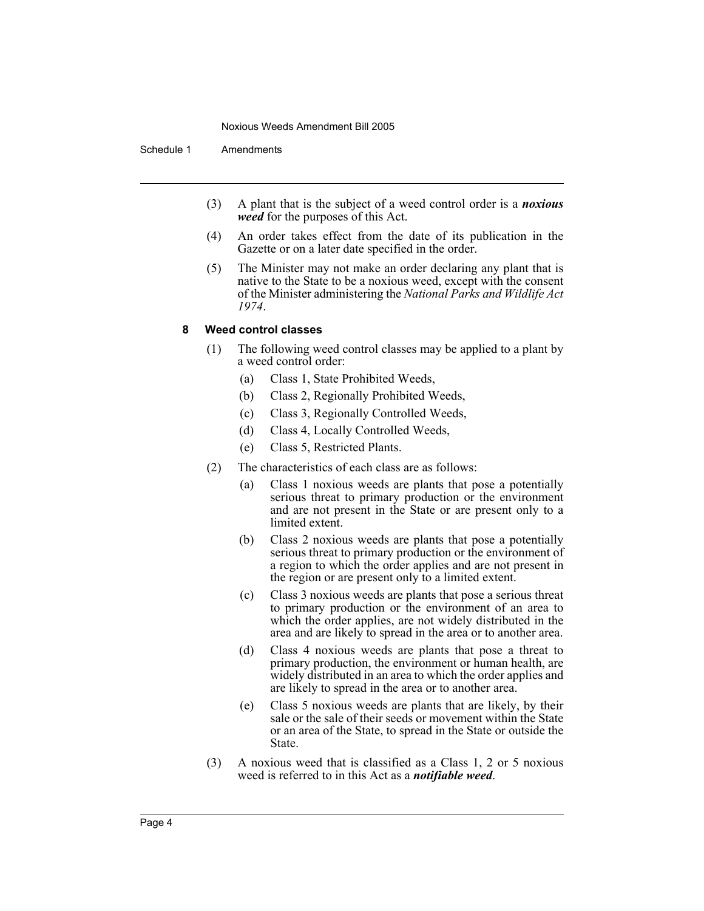(3) A plant that is the subject of a weed control order is a ***noxious weed*** for the purposes of this Act.

(4) An order takes effect from the date of its publication in the Gazette or on a later date specified in the order.

(5) The Minister may not make an order declaring any plant that is native to the State to be a noxious weed, except with the consent of the Minister administering the *National Parks and Wildlife Act 1974*.

#### 8 Weed control classes

(1) The following weed control classes may be applied to a plant by a weed control order:

- (a) Class 1, State Prohibited Weeds,
- (b) Class 2, Regionally Prohibited Weeds,
- (c) Class 3, Regionally Controlled Weeds,
- (d) Class 4, Locally Controlled Weeds,
- (e) Class 5, Restricted Plants.

(2) The characteristics of each class are as follows:

- (a) Class 1 noxious weeds are plants that pose a potentially serious threat to primary production or the environment and are not present in the State or are present only to a limited extent.
- (b) Class 2 noxious weeds are plants that pose a potentially serious threat to primary production or the environment of a region to which the order applies and are not present in the region or are present only to a limited extent.
- (c) Class 3 noxious weeds are plants that pose a serious threat to primary production or the environment of an area to which the order applies, are not widely distributed in the area and are likely to spread in the area or to another area.
- (d) Class 4 noxious weeds are plants that pose a threat to primary production, the environment or human health, are widely distributed in an area to which the order applies and are likely to spread in the area or to another area.
- (e) Class 5 noxious weeds are plants that are likely, by their sale or the sale of their seeds or movement within the State or an area of the State, to spread in the State or outside the State.

(3) A noxious weed that is classified as a Class 1, 2 or 5 noxious weed is referred to in this Act as a ***notifiable weed***.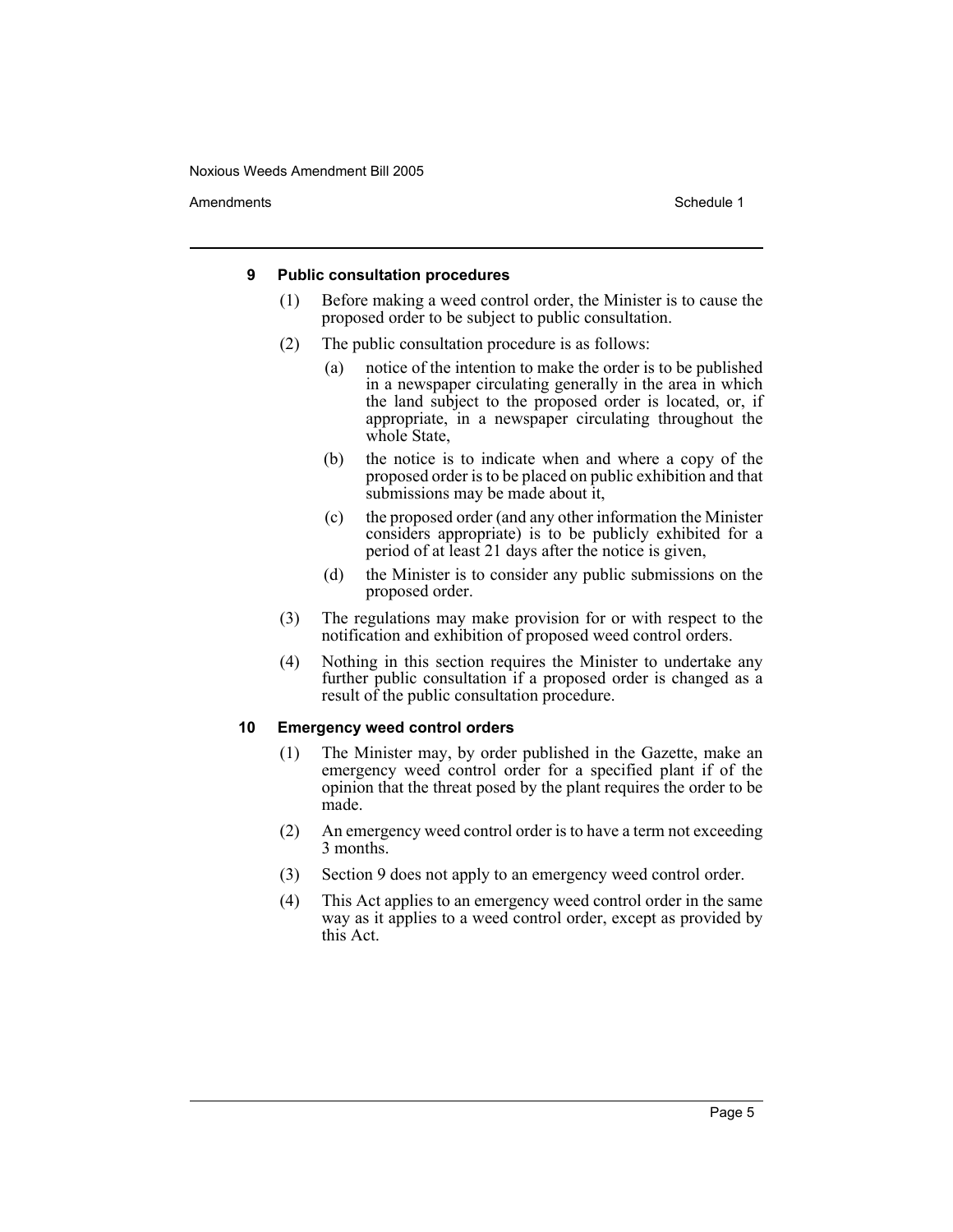### 9 Public consultation procedures

(1) Before making a weed control order, the Minister is to cause the proposed order to be subject to public consultation.

(2) The public consultation procedure is as follows:

(a) notice of the intention to make the order is to be published in a newspaper circulating generally in the area in which the land subject to the proposed order is located, or, if appropriate, in a newspaper circulating throughout the whole State,

(b) the notice is to indicate when and where a copy of the proposed order is to be placed on public exhibition and that submissions may be made about it,

(c) the proposed order (and any other information the Minister considers appropriate) is to be publicly exhibited for a period of at least 21 days after the notice is given,

(d) the Minister is to consider any public submissions on the proposed order.

(3) The regulations may make provision for or with respect to the notification and exhibition of proposed weed control orders.

(4) Nothing in this section requires the Minister to undertake any further public consultation if a proposed order is changed as a result of the public consultation procedure.

### 10 Emergency weed control orders

(1) The Minister may, by order published in the Gazette, make an emergency weed control order for a specified plant if of the opinion that the threat posed by the plant requires the order to be made.

(2) An emergency weed control order is to have a term not exceeding 3 months.

(3) Section 9 does not apply to an emergency weed control order.

(4) This Act applies to an emergency weed control order in the same way as it applies to a weed control order, except as provided by this Act.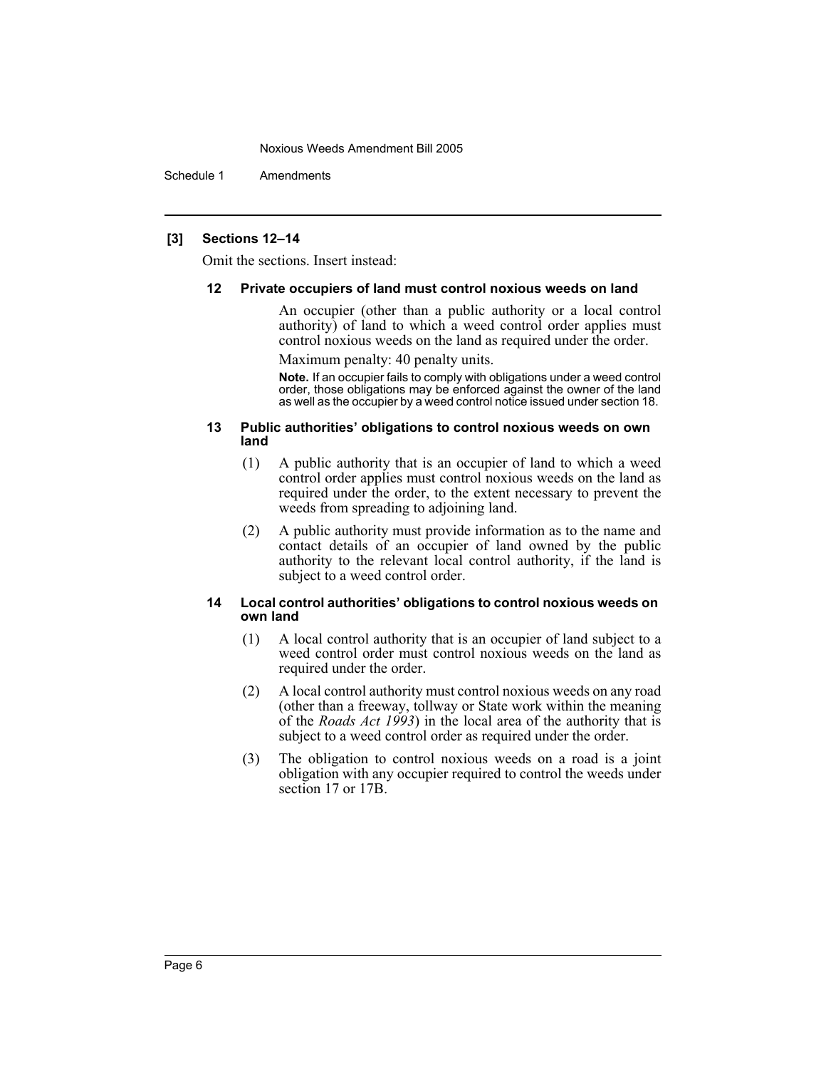**[3] Sections 12–14**

Omit the sections. Insert instead:

#### 12 Private occupiers of land must control noxious weeds on land

An occupier (other than a public authority or a local control authority) of land to which a weed control order applies must control noxious weeds on the land as required under the order.

Maximum penalty: 40 penalty units.

**Note.** If an occupier fails to comply with obligations under a weed control order, those obligations may be enforced against the owner of the land as well as the occupier by a weed control notice issued under section 18.

#### 13 Public authorities' obligations to control noxious weeds on own land

(1) A public authority that is an occupier of land to which a weed control order applies must control noxious weeds on the land as required under the order, to the extent necessary to prevent the weeds from spreading to adjoining land.

(2) A public authority must provide information as to the name and contact details of an occupier of land owned by the public authority to the relevant local control authority, if the land is subject to a weed control order.

#### 14 Local control authorities' obligations to control noxious weeds on own land

(1) A local control authority that is an occupier of land subject to a weed control order must control noxious weeds on the land as required under the order.

(2) A local control authority must control noxious weeds on any road (other than a freeway, tollway or State work within the meaning of the *Roads Act 1993*) in the local area of the authority that is subject to a weed control order as required under the order.

(3) The obligation to control noxious weeds on a road is a joint obligation with any occupier required to control the weeds under section 17 or 17B.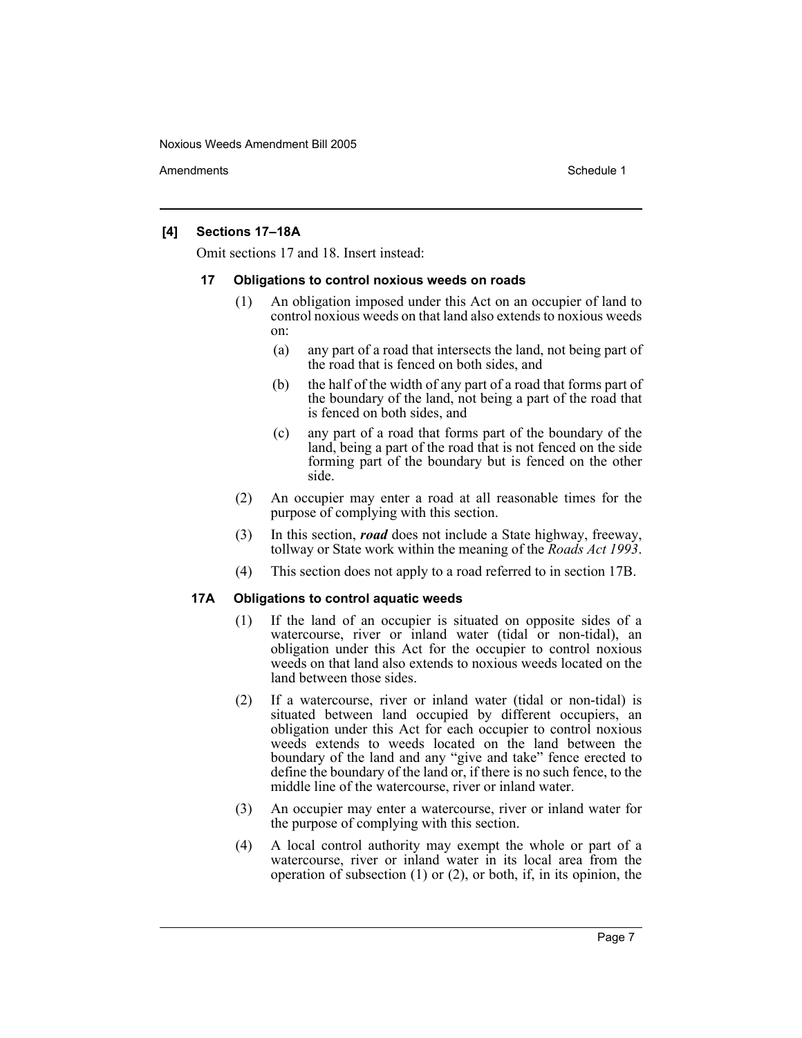**[4] Sections 17–18A**

Omit sections 17 and 18. Insert instead:

**17 Obligations to control noxious weeds on roads**

(1) An obligation imposed under this Act on an occupier of land to control noxious weeds on that land also extends to noxious weeds on:

(a) any part of a road that intersects the land, not being part of the road that is fenced on both sides, and

(b) the half of the width of any part of a road that forms part of the boundary of the land, not being a part of the road that is fenced on both sides, and

(c) any part of a road that forms part of the boundary of the land, being a part of the road that is not fenced on the side forming part of the boundary but is fenced on the other side.

(2) An occupier may enter a road at all reasonable times for the purpose of complying with this section.

(3) In this section, ***road*** does not include a State highway, freeway, tollway or State work within the meaning of the *Roads Act 1993*.

(4) This section does not apply to a road referred to in section 17B.

**17A Obligations to control aquatic weeds**

(1) If the land of an occupier is situated on opposite sides of a watercourse, river or inland water (tidal or non-tidal), an obligation under this Act for the occupier to control noxious weeds on that land also extends to noxious weeds located on the land between those sides.

(2) If a watercourse, river or inland water (tidal or non-tidal) is situated between land occupied by different occupiers, an obligation under this Act for each occupier to control noxious weeds extends to weeds located on the land between the boundary of the land and any "give and take" fence erected to define the boundary of the land or, if there is no such fence, to the middle line of the watercourse, river or inland water.

(3) An occupier may enter a watercourse, river or inland water for the purpose of complying with this section.

(4) A local control authority may exempt the whole or part of a watercourse, river or inland water in its local area from the operation of subsection (1) or (2), or both, if, in its opinion, the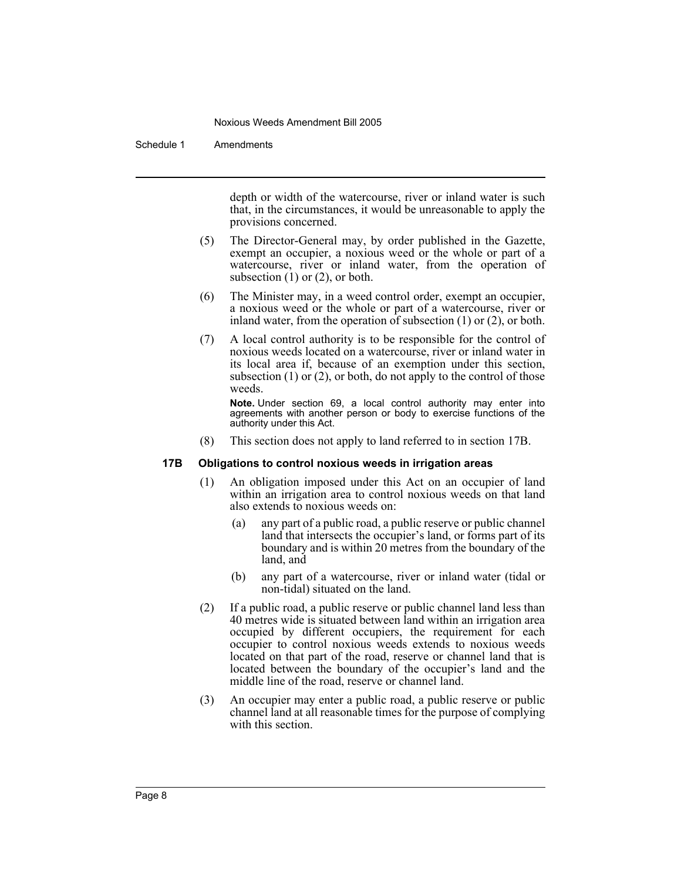depth or width of the watercourse, river or inland water is such that, in the circumstances, it would be unreasonable to apply the provisions concerned.

(5) The Director-General may, by order published in the Gazette, exempt an occupier, a noxious weed or the whole or part of a watercourse, river or inland water, from the operation of subsection (1) or (2), or both.

(6) The Minister may, in a weed control order, exempt an occupier, a noxious weed or the whole or part of a watercourse, river or inland water, from the operation of subsection (1) or (2), or both.

(7) A local control authority is to be responsible for the control of noxious weeds located on a watercourse, river or inland water in its local area if, because of an exemption under this section, subsection (1) or (2), or both, do not apply to the control of those weeds.

**Note.** Under section 69, a local control authority may enter into agreements with another person or body to exercise functions of the authority under this Act.

(8) This section does not apply to land referred to in section 17B.

**17B Obligations to control noxious weeds in irrigation areas**

(1) An obligation imposed under this Act on an occupier of land within an irrigation area to control noxious weeds on that land also extends to noxious weeds on:

(a) any part of a public road, a public reserve or public channel land that intersects the occupier's land, or forms part of its boundary and is within 20 metres from the boundary of the land, and

(b) any part of a watercourse, river or inland water (tidal or non-tidal) situated on the land.

(2) If a public road, a public reserve or public channel land less than 40 metres wide is situated between land within an irrigation area occupied by different occupiers, the requirement for each occupier to control noxious weeds extends to noxious weeds located on that part of the road, reserve or channel land that is located between the boundary of the occupier's land and the middle line of the road, reserve or channel land.

(3) An occupier may enter a public road, a public reserve or public channel land at all reasonable times for the purpose of complying with this section.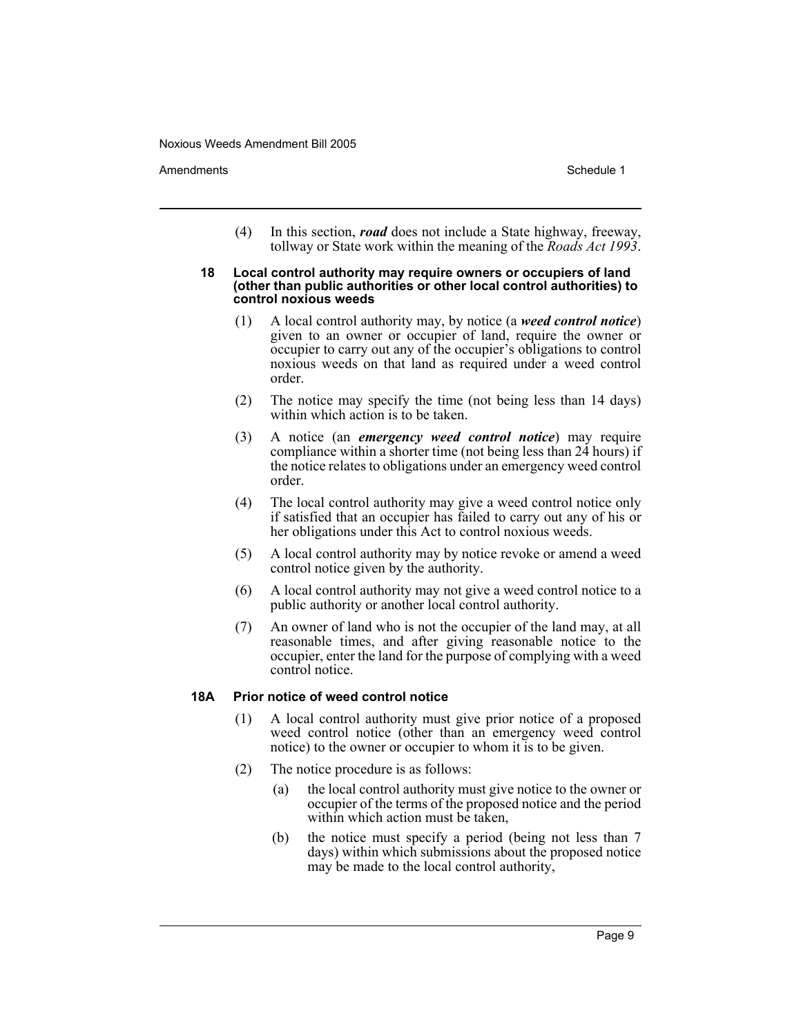(4) In this section, ***road*** does not include a State highway, freeway, tollway or State work within the meaning of the *Roads Act 1993*.

**18 Local control authority may require owners or occupiers of land (other than public authorities or other local control authorities) to control noxious weeds**

(1) A local control authority may, by notice (a ***weed control notice***) given to an owner or occupier of land, require the owner or occupier to carry out any of the occupier's obligations to control noxious weeds on that land as required under a weed control order.

(2) The notice may specify the time (not being less than 14 days) within which action is to be taken.

(3) A notice (an ***emergency weed control notice***) may require compliance within a shorter time (not being less than 24 hours) if the notice relates to obligations under an emergency weed control order.

(4) The local control authority may give a weed control notice only if satisfied that an occupier has failed to carry out any of his or her obligations under this Act to control noxious weeds.

(5) A local control authority may by notice revoke or amend a weed control notice given by the authority.

(6) A local control authority may not give a weed control notice to a public authority or another local control authority.

(7) An owner of land who is not the occupier of the land may, at all reasonable times, and after giving reasonable notice to the occupier, enter the land for the purpose of complying with a weed control notice.

**18A Prior notice of weed control notice**

(1) A local control authority must give prior notice of a proposed weed control notice (other than an emergency weed control notice) to the owner or occupier to whom it is to be given.

(2) The notice procedure is as follows:

(a) the local control authority must give notice to the owner or occupier of the terms of the proposed notice and the period within which action must be taken,

(b) the notice must specify a period (being not less than 7 days) within which submissions about the proposed notice may be made to the local control authority,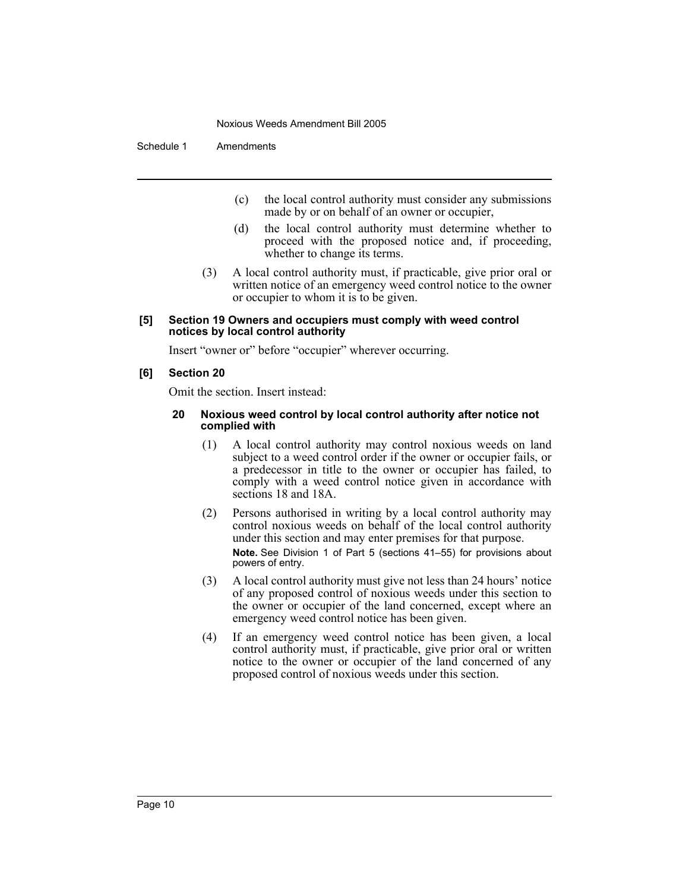(c) the local control authority must consider any submissions made by or on behalf of an owner or occupier,

(d) the local control authority must determine whether to proceed with the proposed notice and, if proceeding, whether to change its terms.

(3) A local control authority must, if practicable, give prior oral or written notice of an emergency weed control notice to the owner or occupier to whom it is to be given.

**[5] Section 19 Owners and occupiers must comply with weed control notices by local control authority**

Insert "owner or" before "occupier" wherever occurring.

**[6] Section 20**

Omit the section. Insert instead:

**20 Noxious weed control by local control authority after notice not complied with**

(1) A local control authority may control noxious weeds on land subject to a weed control order if the owner or occupier fails, or a predecessor in title to the owner or occupier has failed, to comply with a weed control notice given in accordance with sections 18 and 18A.

(2) Persons authorised in writing by a local control authority may control noxious weeds on behalf of the local control authority under this section and may enter premises for that purpose.

**Note.** See Division 1 of Part 5 (sections 41–55) for provisions about powers of entry.

(3) A local control authority must give not less than 24 hours' notice of any proposed control of noxious weeds under this section to the owner or occupier of the land concerned, except where an emergency weed control notice has been given.

(4) If an emergency weed control notice has been given, a local control authority must, if practicable, give prior oral or written notice to the owner or occupier of the land concerned of any proposed control of noxious weeds under this section.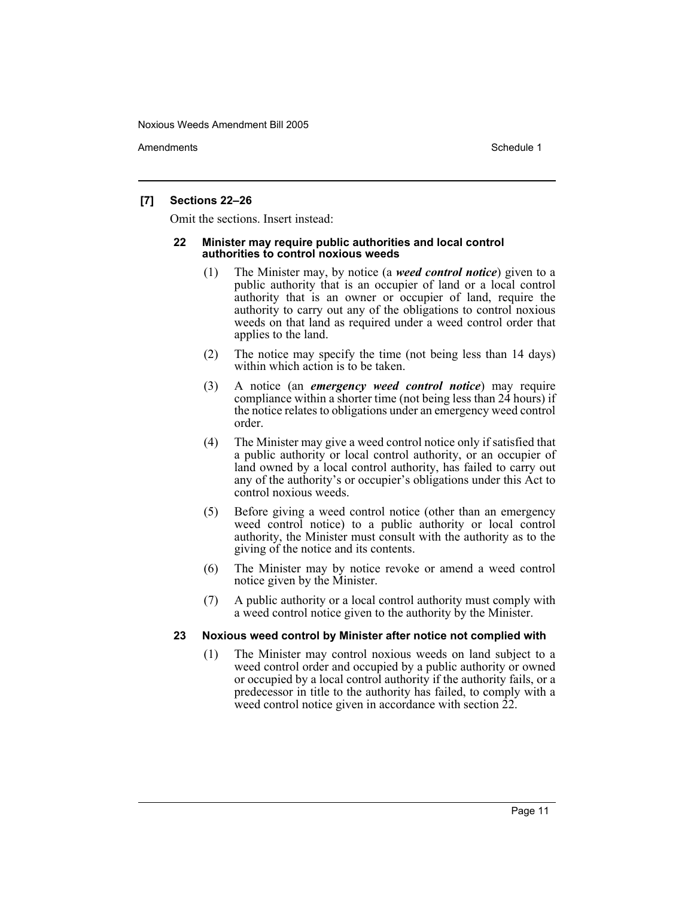### [7] Sections 22–26

Omit the sections. Insert instead:

#### 22 Minister may require public authorities and local control authorities to control noxious weeds

(1) The Minister may, by notice (a ***weed control notice***) given to a public authority that is an occupier of land or a local control authority that is an owner or occupier of land, require the authority to carry out any of the obligations to control noxious weeds on that land as required under a weed control order that applies to the land.

(2) The notice may specify the time (not being less than 14 days) within which action is to be taken.

(3) A notice (an ***emergency weed control notice***) may require compliance within a shorter time (not being less than 24 hours) if the notice relates to obligations under an emergency weed control order.

(4) The Minister may give a weed control notice only if satisfied that a public authority or local control authority, or an occupier of land owned by a local control authority, has failed to carry out any of the authority's or occupier's obligations under this Act to control noxious weeds.

(5) Before giving a weed control notice (other than an emergency weed control notice) to a public authority or local control authority, the Minister must consult with the authority as to the giving of the notice and its contents.

(6) The Minister may by notice revoke or amend a weed control notice given by the Minister.

(7) A public authority or a local control authority must comply with a weed control notice given to the authority by the Minister.

#### 23 Noxious weed control by Minister after notice not complied with

(1) The Minister may control noxious weeds on land subject to a weed control order and occupied by a public authority or owned or occupied by a local control authority if the authority fails, or a predecessor in title to the authority has failed, to comply with a weed control notice given in accordance with section 22.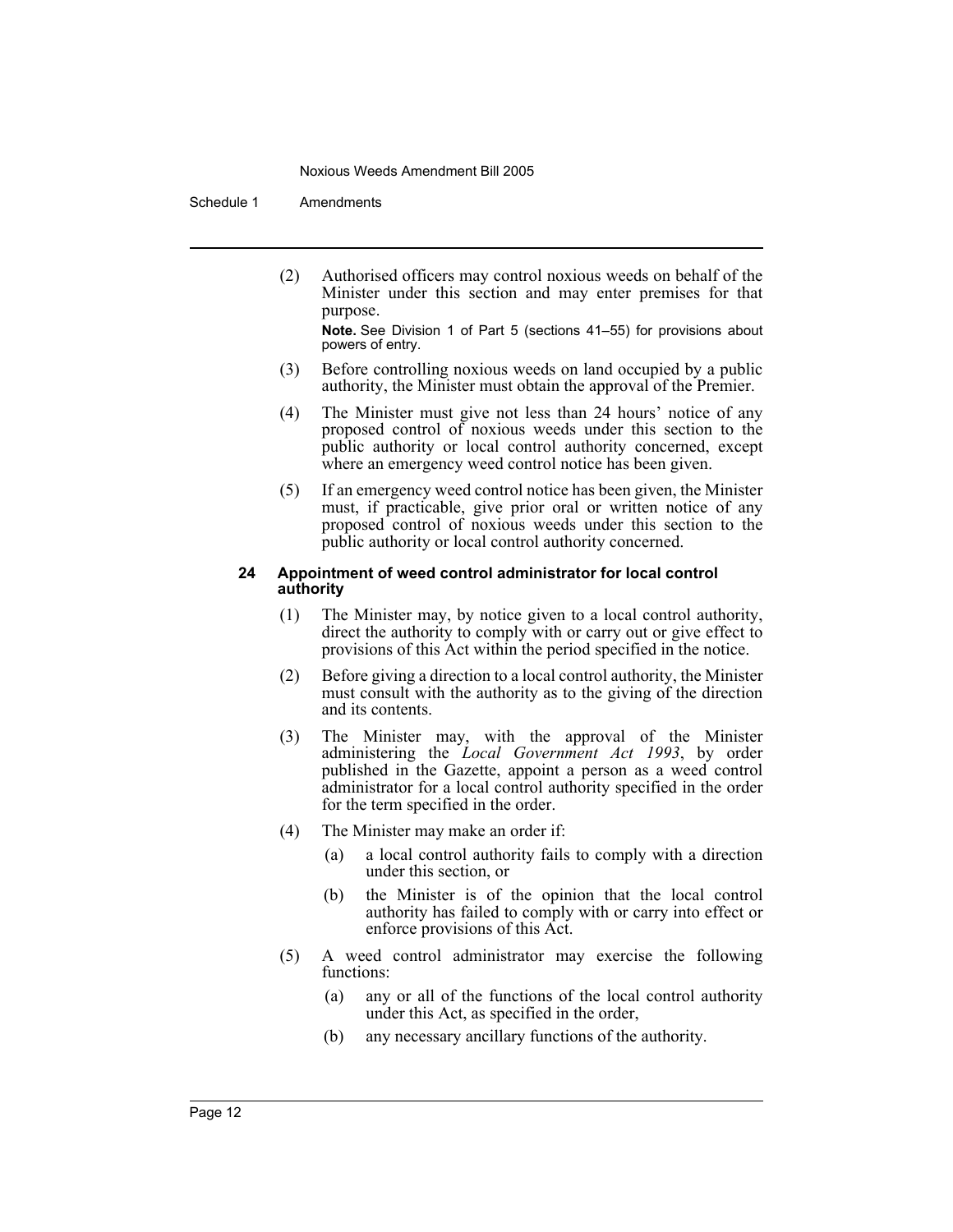(2) Authorised officers may control noxious weeds on behalf of the Minister under this section and may enter premises for that purpose.

**Note.** See Division 1 of Part 5 (sections 41–55) for provisions about powers of entry.

(3) Before controlling noxious weeds on land occupied by a public authority, the Minister must obtain the approval of the Premier.

(4) The Minister must give not less than 24 hours' notice of any proposed control of noxious weeds under this section to the public authority or local control authority concerned, except where an emergency weed control notice has been given.

(5) If an emergency weed control notice has been given, the Minister must, if practicable, give prior oral or written notice of any proposed control of noxious weeds under this section to the public authority or local control authority concerned.

#### 24 Appointment of weed control administrator for local control authority

(1) The Minister may, by notice given to a local control authority, direct the authority to comply with or carry out or give effect to provisions of this Act within the period specified in the notice.

(2) Before giving a direction to a local control authority, the Minister must consult with the authority as to the giving of the direction and its contents.

(3) The Minister may, with the approval of the Minister administering the *Local Government Act 1993*, by order published in the Gazette, appoint a person as a weed control administrator for a local control authority specified in the order for the term specified in the order.

(4) The Minister may make an order if:

(a) a local control authority fails to comply with a direction under this section, or

(b) the Minister is of the opinion that the local control authority has failed to comply with or carry into effect or enforce provisions of this Act.

(5) A weed control administrator may exercise the following functions:

(a) any or all of the functions of the local control authority under this Act, as specified in the order,

(b) any necessary ancillary functions of the authority.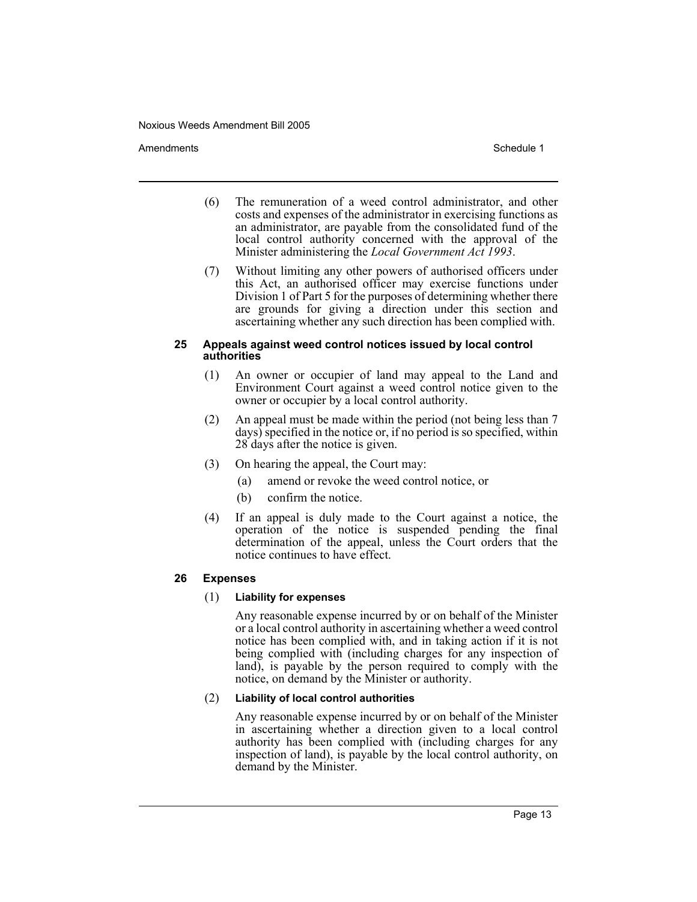(6) The remuneration of a weed control administrator, and other costs and expenses of the administrator in exercising functions as an administrator, are payable from the consolidated fund of the local control authority concerned with the approval of the Minister administering the *Local Government Act 1993*.

(7) Without limiting any other powers of authorised officers under this Act, an authorised officer may exercise functions under Division 1 of Part 5 for the purposes of determining whether there are grounds for giving a direction under this section and ascertaining whether any such direction has been complied with.

#### 25 Appeals against weed control notices issued by local control authorities

(1) An owner or occupier of land may appeal to the Land and Environment Court against a weed control notice given to the owner or occupier by a local control authority.

(2) An appeal must be made within the period (not being less than 7 days) specified in the notice or, if no period is so specified, within 28 days after the notice is given.

(3) On hearing the appeal, the Court may:

- (a) amend or revoke the weed control notice, or
- (b) confirm the notice.

(4) If an appeal is duly made to the Court against a notice, the operation of the notice is suspended pending the final determination of the appeal, unless the Court orders that the notice continues to have effect.

#### 26 Expenses

(1) **Liability for expenses**

Any reasonable expense incurred by or on behalf of the Minister or a local control authority in ascertaining whether a weed control notice has been complied with, and in taking action if it is not being complied with (including charges for any inspection of land), is payable by the person required to comply with the notice, on demand by the Minister or authority.

(2) **Liability of local control authorities**

Any reasonable expense incurred by or on behalf of the Minister in ascertaining whether a direction given to a local control authority has been complied with (including charges for any inspection of land), is payable by the local control authority, on demand by the Minister.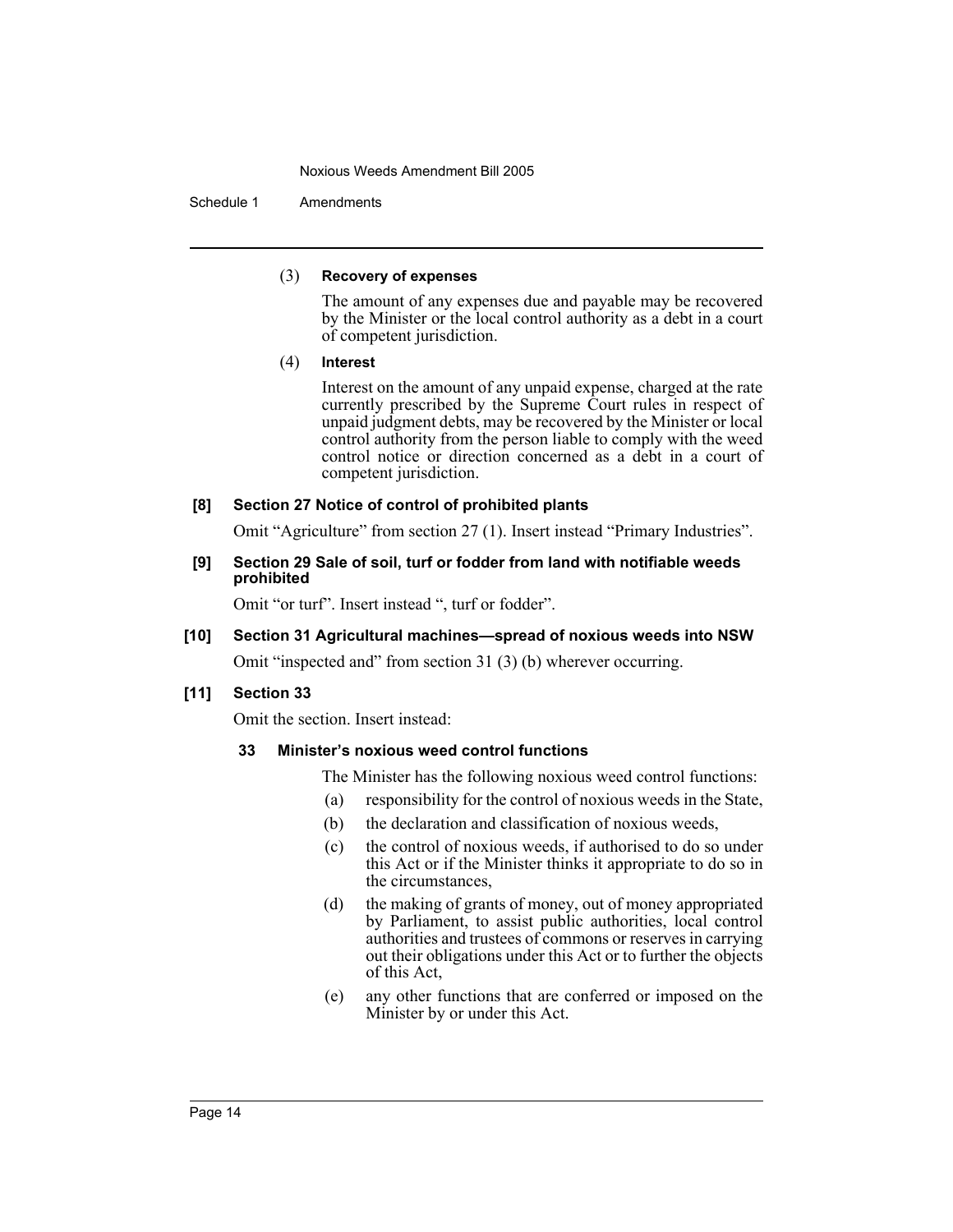(3) **Recovery of expenses**

The amount of any expenses due and payable may be recovered by the Minister or the local control authority as a debt in a court of competent jurisdiction.

(4) **Interest**

Interest on the amount of any unpaid expense, charged at the rate currently prescribed by the Supreme Court rules in respect of unpaid judgment debts, may be recovered by the Minister or local control authority from the person liable to comply with the weed control notice or direction concerned as a debt in a court of competent jurisdiction.

**[8] Section 27 Notice of control of prohibited plants**

Omit "Agriculture" from section 27 (1). Insert instead "Primary Industries".

**[9] Section 29 Sale of soil, turf or fodder from land with notifiable weeds prohibited**

Omit "or turf". Insert instead ", turf or fodder".

**[10] Section 31 Agricultural machines—spread of noxious weeds into NSW**

Omit "inspected and" from section 31 (3) (b) wherever occurring.

**[11] Section 33**

Omit the section. Insert instead:

**33 Minister's noxious weed control functions**

The Minister has the following noxious weed control functions:

(a) responsibility for the control of noxious weeds in the State,

(b) the declaration and classification of noxious weeds,

(c) the control of noxious weeds, if authorised to do so under this Act or if the Minister thinks it appropriate to do so in the circumstances,

(d) the making of grants of money, out of money appropriated by Parliament, to assist public authorities, local control authorities and trustees of commons or reserves in carrying out their obligations under this Act or to further the objects of this Act,

(e) any other functions that are conferred or imposed on the Minister by or under this Act.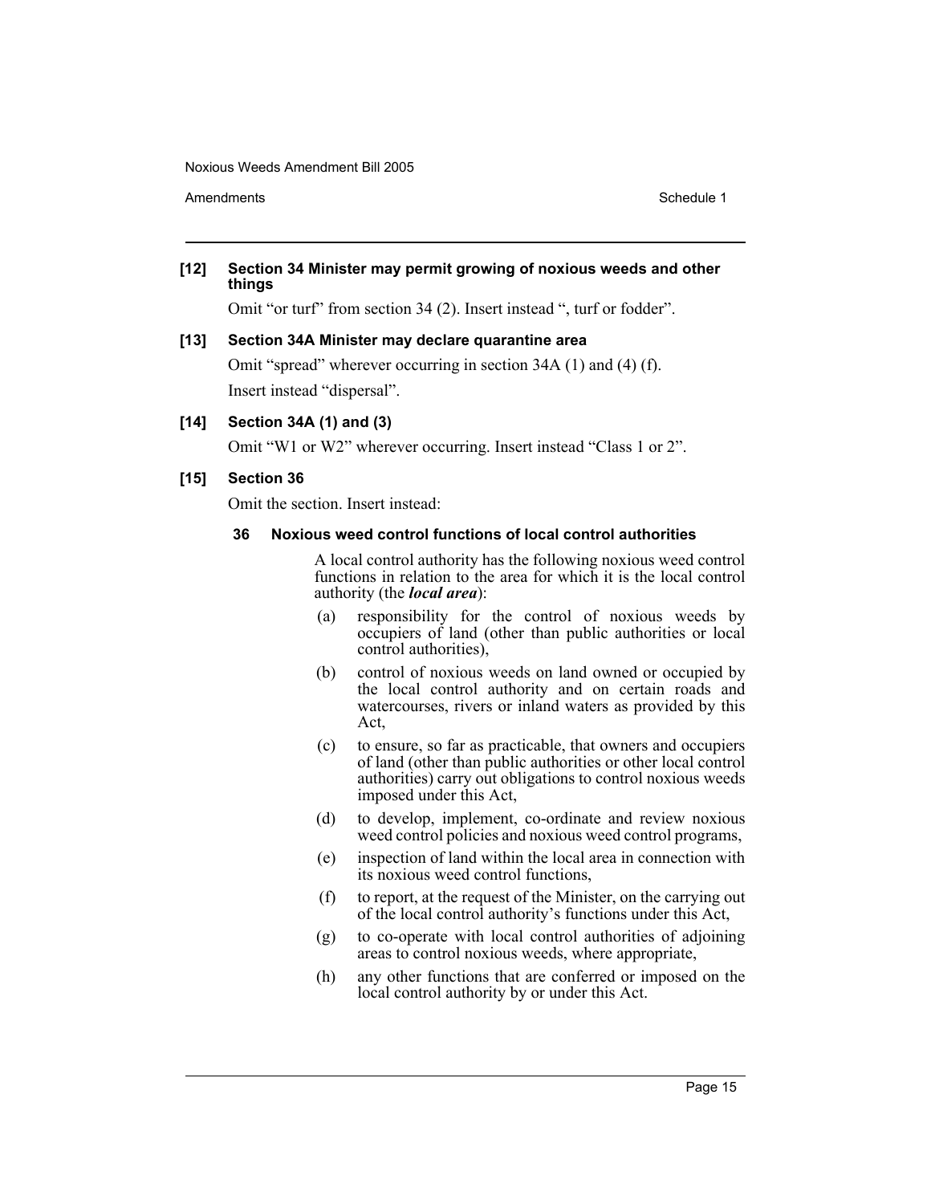**[12] Section 34 Minister may permit growing of noxious weeds and other things**

Omit "or turf" from section 34 (2). Insert instead ", turf or fodder".

**[13] Section 34A Minister may declare quarantine area**

Omit "spread" wherever occurring in section 34A (1) and (4) (f).

Insert instead "dispersal".

**[14] Section 34A (1) and (3)**

Omit "W1 or W2" wherever occurring. Insert instead "Class 1 or 2".

**[15] Section 36**

Omit the section. Insert instead:

**36 Noxious weed control functions of local control authorities**

A local control authority has the following noxious weed control functions in relation to the area for which it is the local control authority (the ***local area***):

(a) responsibility for the control of noxious weeds by occupiers of land (other than public authorities or local control authorities),

(b) control of noxious weeds on land owned or occupied by the local control authority and on certain roads and watercourses, rivers or inland waters as provided by this Act,

(c) to ensure, so far as practicable, that owners and occupiers of land (other than public authorities or other local control authorities) carry out obligations to control noxious weeds imposed under this Act,

(d) to develop, implement, co-ordinate and review noxious weed control policies and noxious weed control programs,

(e) inspection of land within the local area in connection with its noxious weed control functions,

(f) to report, at the request of the Minister, on the carrying out of the local control authority's functions under this Act,

(g) to co-operate with local control authorities of adjoining areas to control noxious weeds, where appropriate,

(h) any other functions that are conferred or imposed on the local control authority by or under this Act.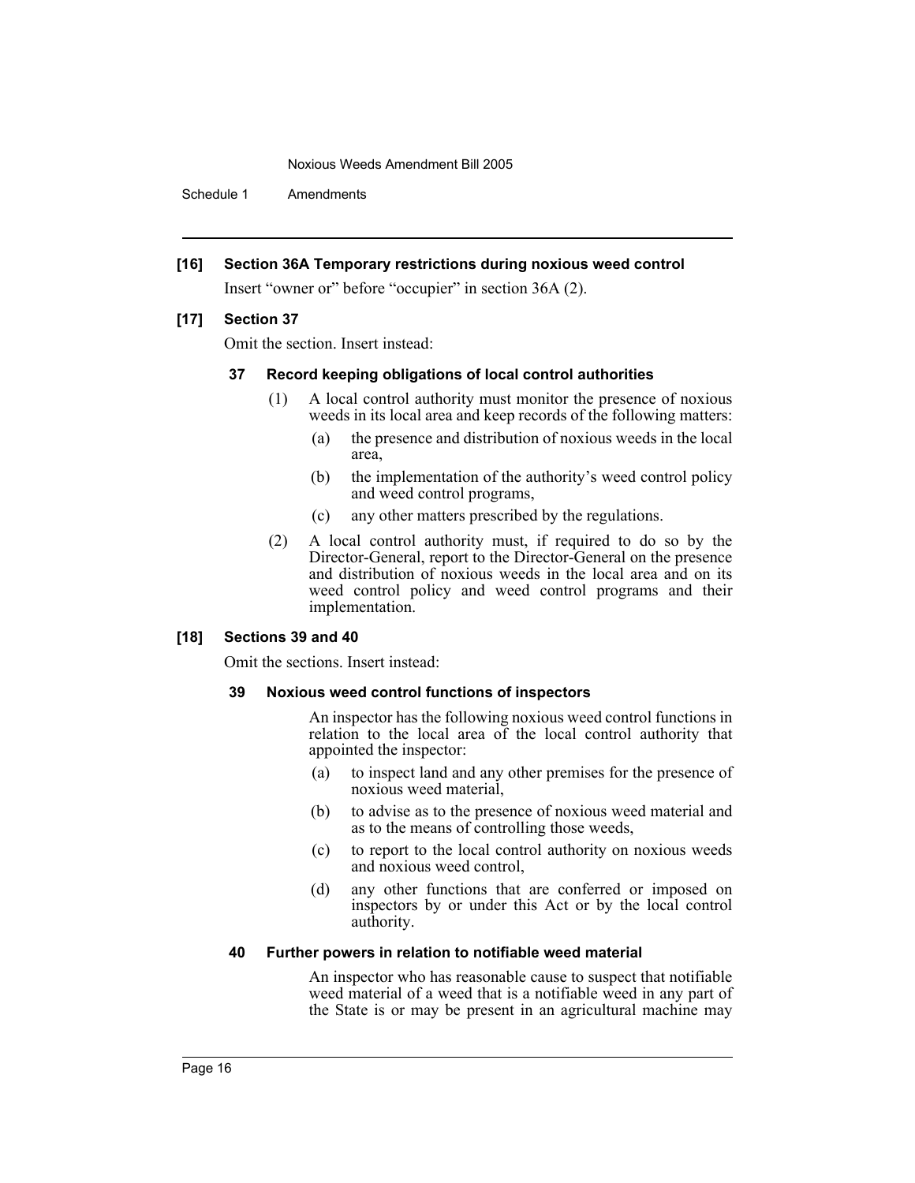**[16] Section 36A Temporary restrictions during noxious weed control**

Insert "owner or" before "occupier" in section 36A (2).

**[17] Section 37**

Omit the section. Insert instead:

**37 Record keeping obligations of local control authorities**

(1) A local control authority must monitor the presence of noxious weeds in its local area and keep records of the following matters:

(a) the presence and distribution of noxious weeds in the local area,

(b) the implementation of the authority's weed control policy and weed control programs,

(c) any other matters prescribed by the regulations.

(2) A local control authority must, if required to do so by the Director-General, report to the Director-General on the presence and distribution of noxious weeds in the local area and on its weed control policy and weed control programs and their implementation.

**[18] Sections 39 and 40**

Omit the sections. Insert instead:

**39 Noxious weed control functions of inspectors**

An inspector has the following noxious weed control functions in relation to the local area of the local control authority that appointed the inspector:

(a) to inspect land and any other premises for the presence of noxious weed material,

(b) to advise as to the presence of noxious weed material and as to the means of controlling those weeds,

(c) to report to the local control authority on noxious weeds and noxious weed control,

(d) any other functions that are conferred or imposed on inspectors by or under this Act or by the local control authority.

**40 Further powers in relation to notifiable weed material**

An inspector who has reasonable cause to suspect that notifiable weed material of a weed that is a notifiable weed in any part of the State is or may be present in an agricultural machine may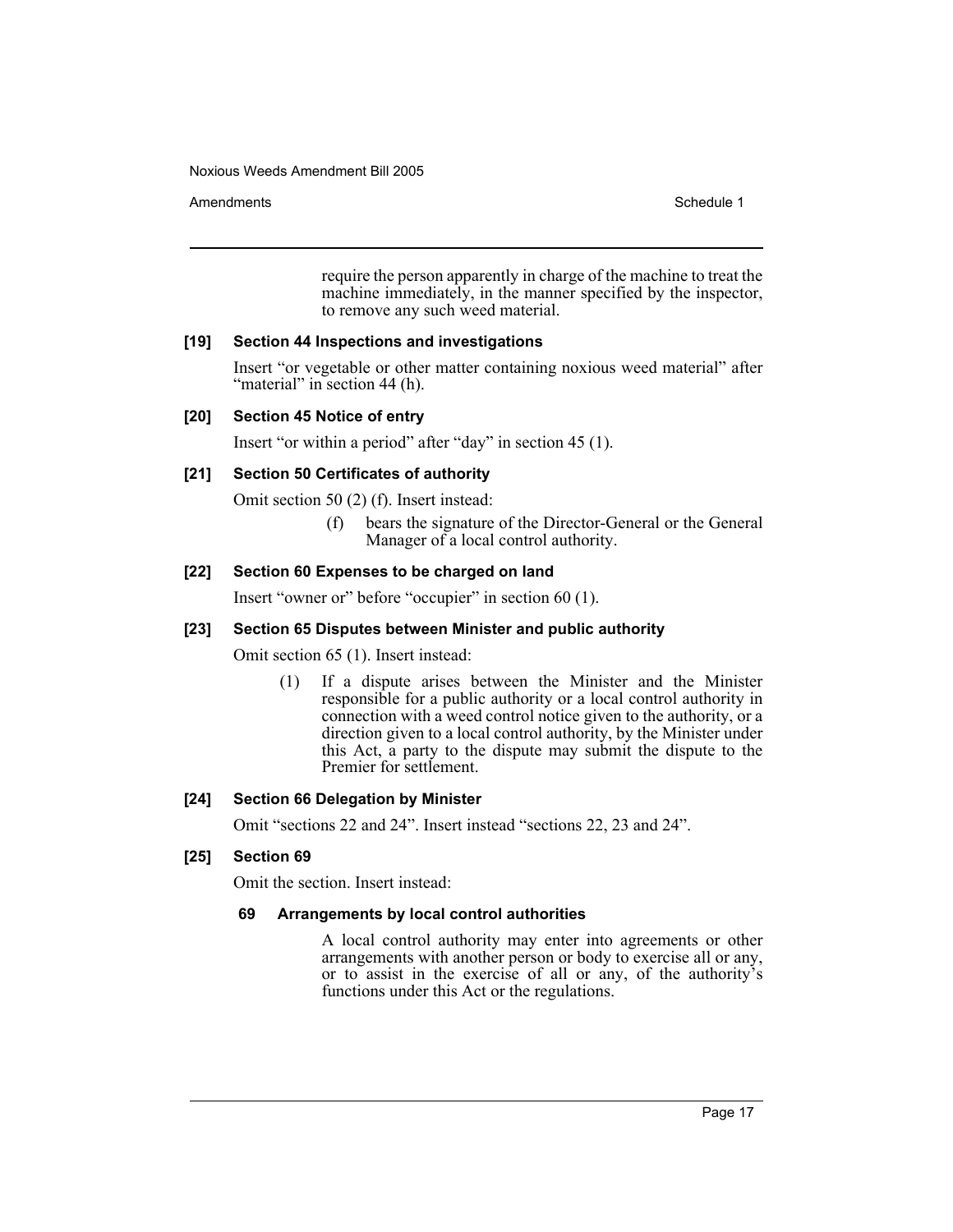require the person apparently in charge of the machine to treat the machine immediately, in the manner specified by the inspector, to remove any such weed material.

**[19] Section 44 Inspections and investigations**

Insert "or vegetable or other matter containing noxious weed material" after "material" in section 44 (h).

**[20] Section 45 Notice of entry**

Insert "or within a period" after "day" in section 45 (1).

**[21] Section 50 Certificates of authority**

Omit section 50 (2) (f). Insert instead:

> (f) bears the signature of the Director-General or the General Manager of a local control authority.

**[22] Section 60 Expenses to be charged on land**

Insert "owner or" before "occupier" in section 60 (1).

**[23] Section 65 Disputes between Minister and public authority**

Omit section 65 (1). Insert instead:

> (1) If a dispute arises between the Minister and the Minister responsible for a public authority or a local control authority in connection with a weed control notice given to the authority, or a direction given to a local control authority, by the Minister under this Act, a party to the dispute may submit the dispute to the Premier for settlement.

**[24] Section 66 Delegation by Minister**

Omit "sections 22 and 24". Insert instead "sections 22, 23 and 24".

**[25] Section 69**

Omit the section. Insert instead:

> **69 Arrangements by local control authorities**
>
> A local control authority may enter into agreements or other arrangements with another person or body to exercise all or any, or to assist in the exercise of all or any, of the authority's functions under this Act or the regulations.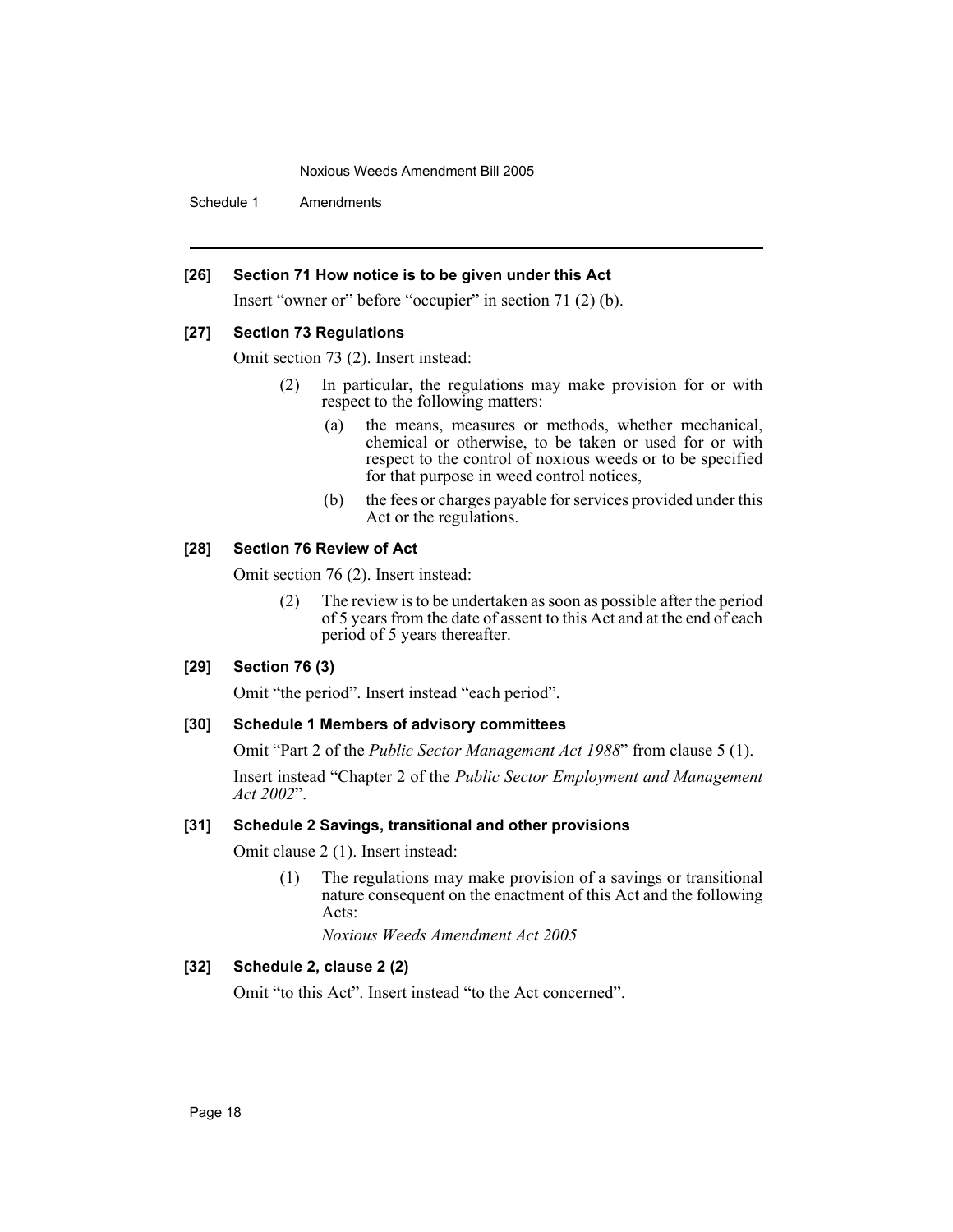**[26] Section 71 How notice is to be given under this Act**

Insert "owner or" before "occupier" in section 71 (2) (b).

**[27] Section 73 Regulations**

Omit section 73 (2). Insert instead:

> (2) In particular, the regulations may make provision for or with respect to the following matters:
>
> > (a) the means, measures or methods, whether mechanical, chemical or otherwise, to be taken or used for or with respect to the control of noxious weeds or to be specified for that purpose in weed control notices,
> >
> > (b) the fees or charges payable for services provided under this Act or the regulations.

**[28] Section 76 Review of Act**

Omit section 76 (2). Insert instead:

> (2) The review is to be undertaken as soon as possible after the period of 5 years from the date of assent to this Act and at the end of each period of 5 years thereafter.

**[29] Section 76 (3)**

Omit "the period". Insert instead "each period".

**[30] Schedule 1 Members of advisory committees**

Omit "Part 2 of the *Public Sector Management Act 1988*" from clause 5 (1).

Insert instead "Chapter 2 of the *Public Sector Employment and Management Act 2002*".

**[31] Schedule 2 Savings, transitional and other provisions**

Omit clause 2 (1). Insert instead:

> (1) The regulations may make provision of a savings or transitional nature consequent on the enactment of this Act and the following Acts:
>
> *Noxious Weeds Amendment Act 2005*

**[32] Schedule 2, clause 2 (2)**

Omit "to this Act". Insert instead "to the Act concerned".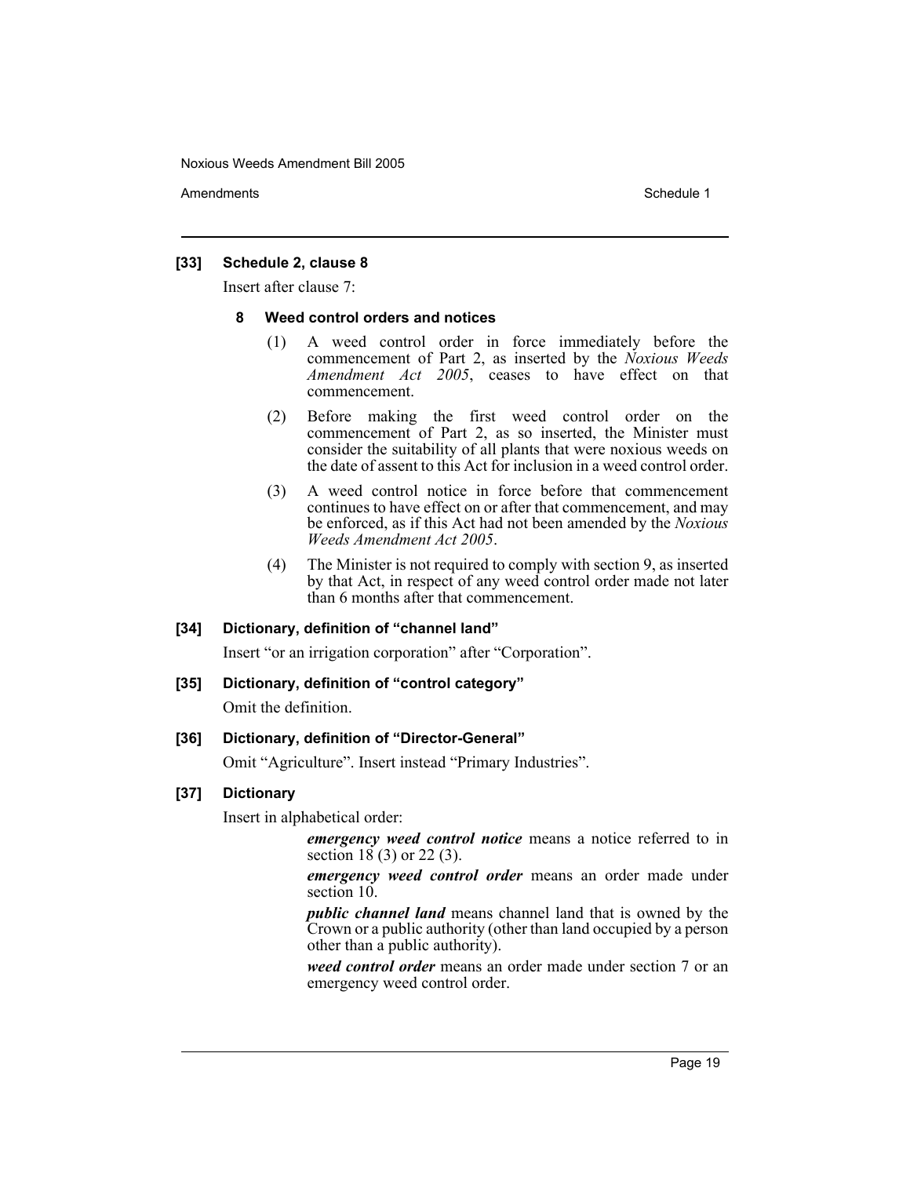### [33] Schedule 2, clause 8

Insert after clause 7:

#### 8 Weed control orders and notices

(1) A weed control order in force immediately before the commencement of Part 2, as inserted by the *Noxious Weeds Amendment Act 2005*, ceases to have effect on that commencement.

(2) Before making the first weed control order on the commencement of Part 2, as so inserted, the Minister must consider the suitability of all plants that were noxious weeds on the date of assent to this Act for inclusion in a weed control order.

(3) A weed control notice in force before that commencement continues to have effect on or after that commencement, and may be enforced, as if this Act had not been amended by the *Noxious Weeds Amendment Act 2005*.

(4) The Minister is not required to comply with section 9, as inserted by that Act, in respect of any weed control order made not later than 6 months after that commencement.

### [34] Dictionary, definition of "channel land"

Insert "or an irrigation corporation" after "Corporation".

### [35] Dictionary, definition of "control category"

Omit the definition.

### [36] Dictionary, definition of "Director-General"

Omit "Agriculture". Insert instead "Primary Industries".

### [37] Dictionary

Insert in alphabetical order:

***emergency weed control notice*** means a notice referred to in section 18 (3) or 22 (3).

***emergency weed control order*** means an order made under section 10.

***public channel land*** means channel land that is owned by the Crown or a public authority (other than land occupied by a person other than a public authority).

***weed control order*** means an order made under section 7 or an emergency weed control order.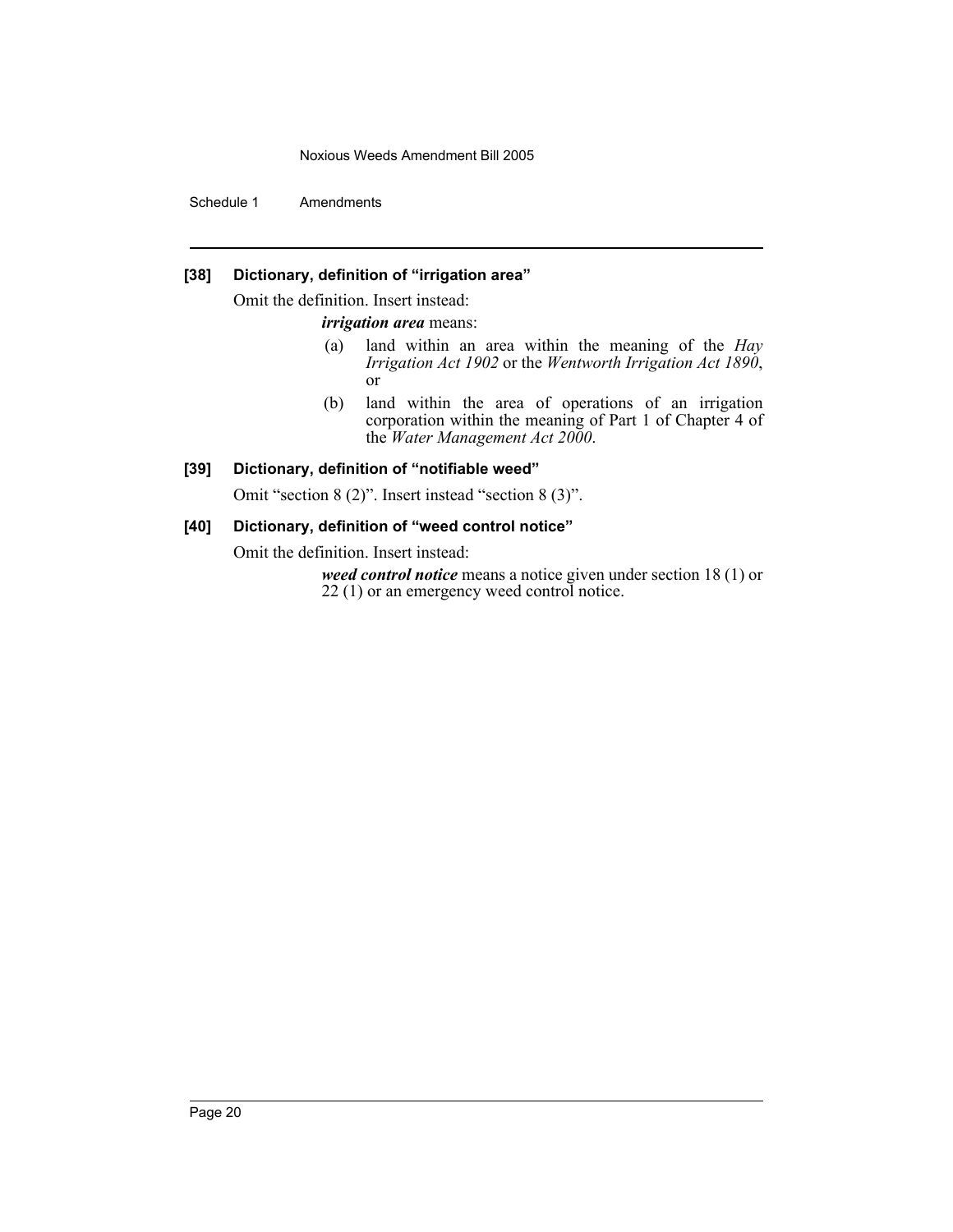**[38] Dictionary, definition of "irrigation area"**

Omit the definition. Insert instead:

***irrigation area*** means:

- (a) land within an area within the meaning of the *Hay Irrigation Act 1902* or the *Wentworth Irrigation Act 1890*, or
- (b) land within the area of operations of an irrigation corporation within the meaning of Part 1 of Chapter 4 of the *Water Management Act 2000*.

**[39] Dictionary, definition of "notifiable weed"**

Omit "section 8 (2)". Insert instead "section 8 (3)".

**[40] Dictionary, definition of "weed control notice"**

Omit the definition. Insert instead:

***weed control notice*** means a notice given under section 18 (1) or 22 (1) or an emergency weed control notice.